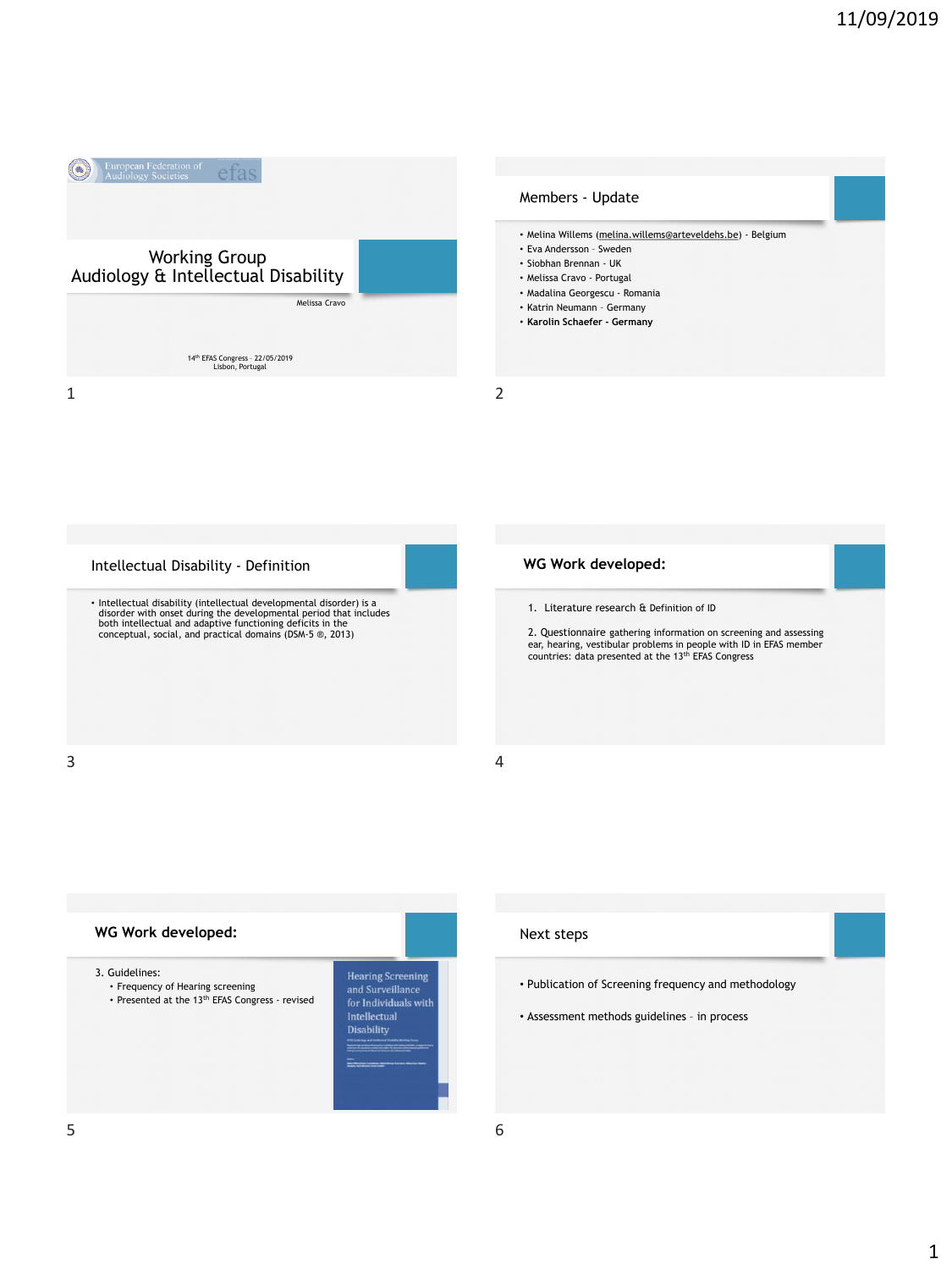European Federation of Audiology Societies efas

# Working Group Audiology & Intellectual Disability

Melissa Cravo

14th EFAS Congress - 22/05/2019
Lisbon, Portugal

## Members - Update

- Melina Willems (melina.willems@arteveldehs.be) - Belgium
- Eva Andersson - Sweden
- Siobhan Brennan - UK
- Melissa Cravo - Portugal
- Madalina Georgescu - Romania
- Katrin Neumann - Germany
- **Karolin Schaefer - Germany**

## Intellectual Disability - Definition

- Intellectual disability (intellectual developmental disorder) is a disorder with onset during the developmental period that includes both intellectual and adaptive functioning deficits in the conceptual, social, and practical domains (DSM-5 ®, 2013)

## WG Work developed:

1. Literature research & Definition of ID

2. Questionnaire gathering information on screening and assessing ear, hearing, vestibular problems in people with ID in EFAS member countries: data presented at the 13th EFAS Congress

## WG Work developed:

3. Guidelines:
   - Frequency of Hearing screening
   - Presented at the 13th EFAS Congress - revised

Hearing Screening and Surveillance for Individuals with Intellectual Disability

## Next steps

- Publication of Screening frequency and methodology
- Assessment methods guidelines – in process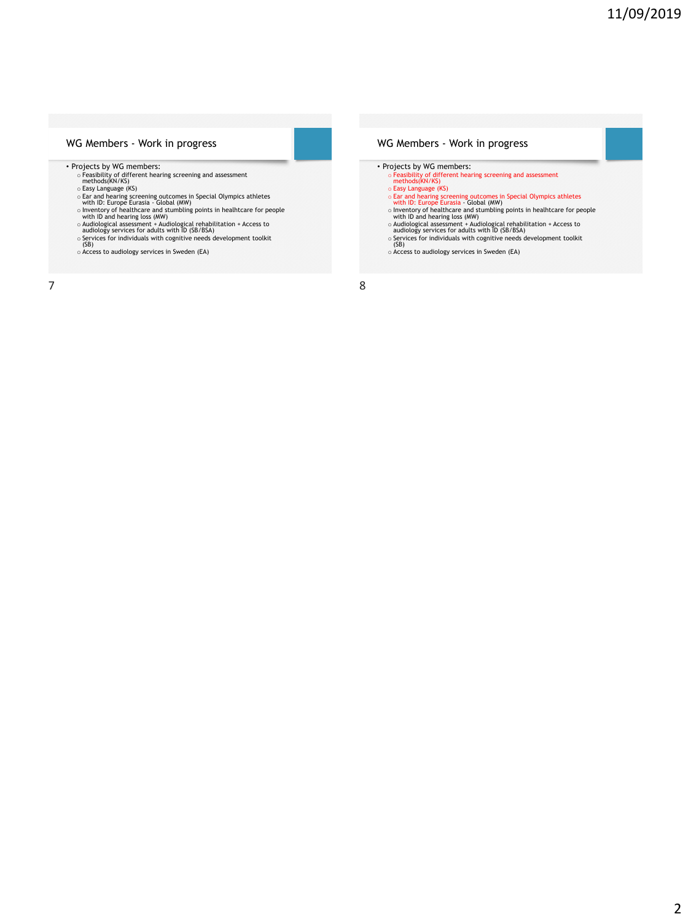## WG Members - Work in progress

- Projects by WG members:
  - Feasibility of different hearing screening and assessment methods(KN/KS)
  - Easy Language (KS)
  - Ear and hearing screening outcomes in Special Olympics athletes with ID: Europe Eurasia - Global (MW)
  - Inventory of healthcare and stumbling points in healthcare for people with ID and hearing loss (MW)
  - Audiological assessment + Audiological rehabilitation + Access to audiology services for adults with ID (SB/BSA)
  - Services for individuals with cognitive needs development toolkit (SB)
  - Access to audiology services in Sweden (EA)

## WG Members - Work in progress

- Projects by WG members:
  - Feasibility of different hearing screening and assessment methods(KN/KS)
  - Easy Language (KS)
  - Ear and hearing screening outcomes in Special Olympics athletes with ID: Europe Eurasia - Global (MW)
  - Inventory of healthcare and stumbling points in healthcare for people with ID and hearing loss (MW)
  - Audiological assessment + Audiological rehabilitation + Access to audiology services for adults with ID (SB/BSA)
  - Services for individuals with cognitive needs development toolkit (SB)
  - Access to audiology services in Sweden (EA)